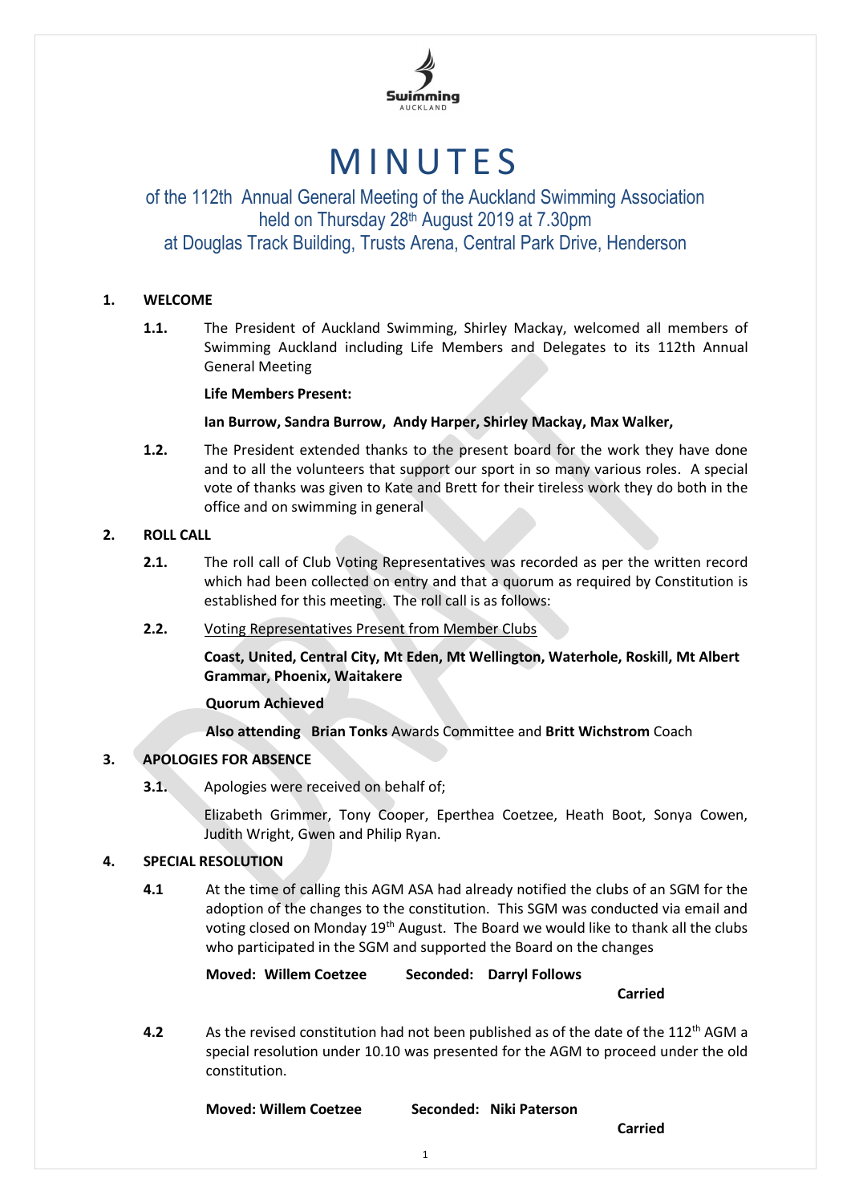Swimming AUCKLAND

# MINUTES

## of the 112th Annual General Meeting of the Auckland Swimming Association held on Thursday 28th August 2019 at 7.30pm at Douglas Track Building, Trusts Arena, Central Park Drive, Henderson

### 1. WELCOME

**1.1.** The President of Auckland Swimming, Shirley Mackay, welcomed all members of Swimming Auckland including Life Members and Delegates to its 112th Annual General Meeting

**Life Members Present:**

**Ian Burrow, Sandra Burrow, Andy Harper, Shirley Mackay, Max Walker,**

**1.2.** The President extended thanks to the present board for the work they have done and to all the volunteers that support our sport in so many various roles. A special vote of thanks was given to Kate and Brett for their tireless work they do both in the office and on swimming in general

### 2. ROLL CALL

**2.1.** The roll call of Club Voting Representatives was recorded as per the written record which had been collected on entry and that a quorum as required by Constitution is established for this meeting. The roll call is as follows:

**2.2.** Voting Representatives Present from Member Clubs

**Coast, United, Central City, Mt Eden, Mt Wellington, Waterhole, Roskill, Mt Albert Grammar, Phoenix, Waitakere**

**Quorum Achieved**

**Also attending Brian Tonks** Awards Committee and **Britt Wichstrom** Coach

### 3. APOLOGIES FOR ABSENCE

**3.1.** Apologies were received on behalf of;

Elizabeth Grimmer, Tony Cooper, Eperthea Coetzee, Heath Boot, Sonya Cowen, Judith Wright, Gwen and Philip Ryan.

### 4. SPECIAL RESOLUTION

**4.1** At the time of calling this AGM ASA had already notified the clubs of an SGM for the adoption of the changes to the constitution. This SGM was conducted via email and voting closed on Monday 19th August. The Board we would like to thank all the clubs who participated in the SGM and supported the Board on the changes

**Moved: Willem Coetzee** **Seconded: Darryl Follows**

**Carried**

**4.2** As the revised constitution had not been published as of the date of the 112th AGM a special resolution under 10.10 was presented for the AGM to proceed under the old constitution.

**Moved: Willem Coetzee** **Seconded: Niki Paterson**

**Carried**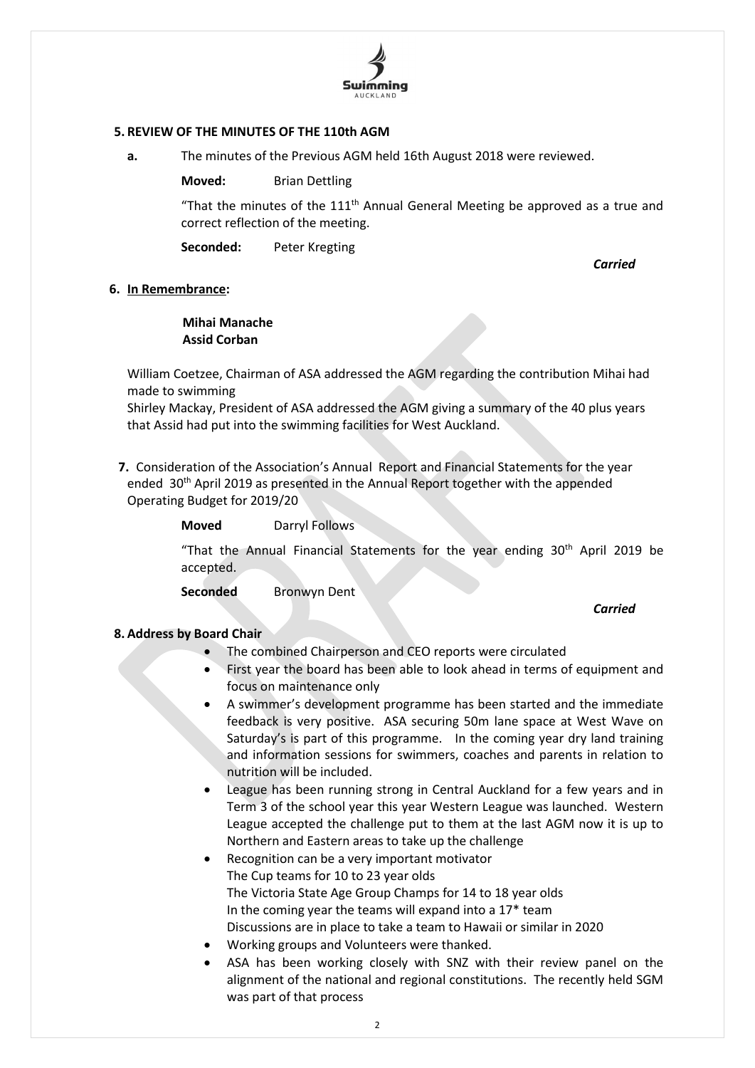**5. REVIEW OF THE MINUTES OF THE 110th AGM**

**a.** The minutes of the Previous AGM held 16th August 2018 were reviewed.

**Moved:** Brian Dettling

"That the minutes of the 111th Annual General Meeting be approved as a true and correct reflection of the meeting.

**Seconded:** Peter Kregting

***Carried***

**6. In Remembrance:**

**Mihai Manache**
**Assid Corban**

William Coetzee, Chairman of ASA addressed the AGM regarding the contribution Mihai had made to swimming
Shirley Mackay, President of ASA addressed the AGM giving a summary of the 40 plus years that Assid had put into the swimming facilities for West Auckland.

**7.** Consideration of the Association's Annual Report and Financial Statements for the year ended 30th April 2019 as presented in the Annual Report together with the appended Operating Budget for 2019/20

**Moved** Darryl Follows

"That the Annual Financial Statements for the year ending 30th April 2019 be accepted.

**Seconded** Bronwyn Dent

***Carried***

**8. Address by Board Chair**

- The combined Chairperson and CEO reports were circulated
- First year the board has been able to look ahead in terms of equipment and focus on maintenance only
- A swimmer's development programme has been started and the immediate feedback is very positive. ASA securing 50m lane space at West Wave on Saturday's is part of this programme. In the coming year dry land training and information sessions for swimmers, coaches and parents in relation to nutrition will be included.
- League has been running strong in Central Auckland for a few years and in Term 3 of the school year this year Western League was launched. Western League accepted the challenge put to them at the last AGM now it is up to Northern and Eastern areas to take up the challenge
- Recognition can be a very important motivator
  The Cup teams for 10 to 23 year olds
  The Victoria State Age Group Champs for 14 to 18 year olds
  In the coming year the teams will expand into a 17* team
  Discussions are in place to take a team to Hawaii or similar in 2020
- Working groups and Volunteers were thanked.
- ASA has been working closely with SNZ with their review panel on the alignment of the national and regional constitutions. The recently held SGM was part of that process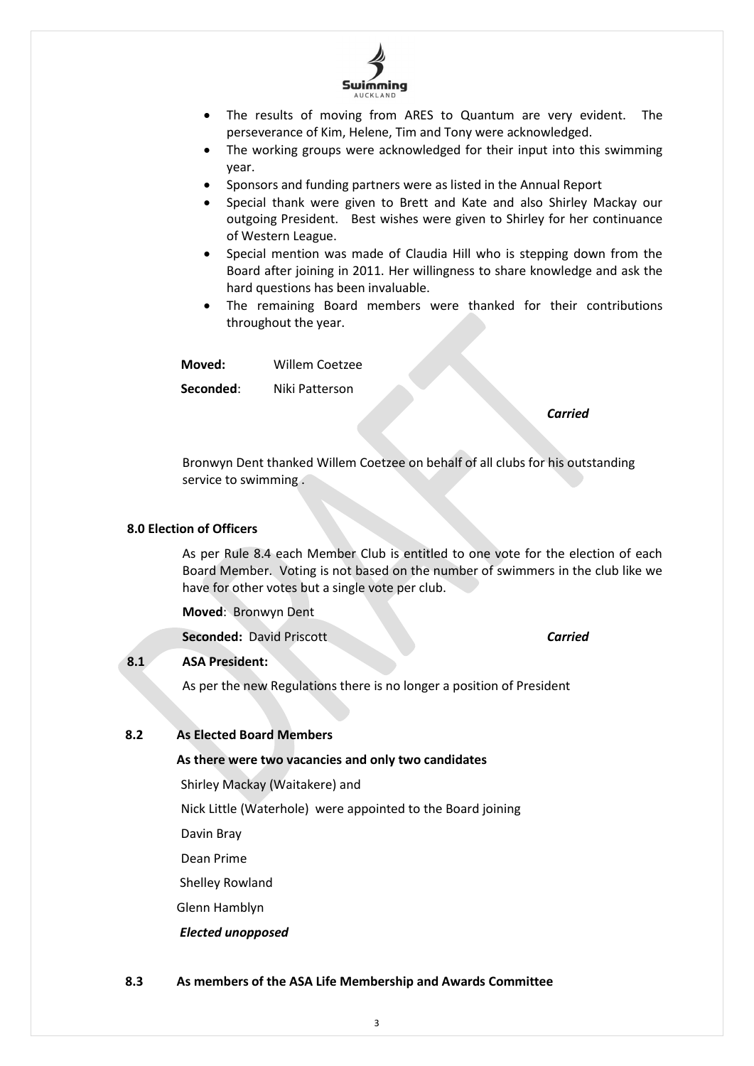- The results of moving from ARES to Quantum are very evident. The perseverance of Kim, Helene, Tim and Tony were acknowledged.
- The working groups were acknowledged for their input into this swimming year.
- Sponsors and funding partners were as listed in the Annual Report
- Special thank were given to Brett and Kate and also Shirley Mackay our outgoing President. Best wishes were given to Shirley for her continuance of Western League.
- Special mention was made of Claudia Hill who is stepping down from the Board after joining in 2011. Her willingness to share knowledge and ask the hard questions has been invaluable.
- The remaining Board members were thanked for their contributions throughout the year.

**Moved:** Willem Coetzee

**Seconded**: Niki Patterson

*Carried*

Bronwyn Dent thanked Willem Coetzee on behalf of all clubs for his outstanding service to swimming .

**8.0 Election of Officers**

As per Rule 8.4 each Member Club is entitled to one vote for the election of each Board Member. Voting is not based on the number of swimmers in the club like we have for other votes but a single vote per club.

**Moved**: Bronwyn Dent

**Seconded:** David Priscott *Carried*

**8.1 ASA President:**

As per the new Regulations there is no longer a position of President

**8.2 As Elected Board Members**

**As there were two vacancies and only two candidates**

Shirley Mackay (Waitakere) and

Nick Little (Waterhole) were appointed to the Board joining

Davin Bray

Dean Prime

Shelley Rowland

Glenn Hamblyn

***Elected unopposed***

**8.3 As members of the ASA Life Membership and Awards Committee**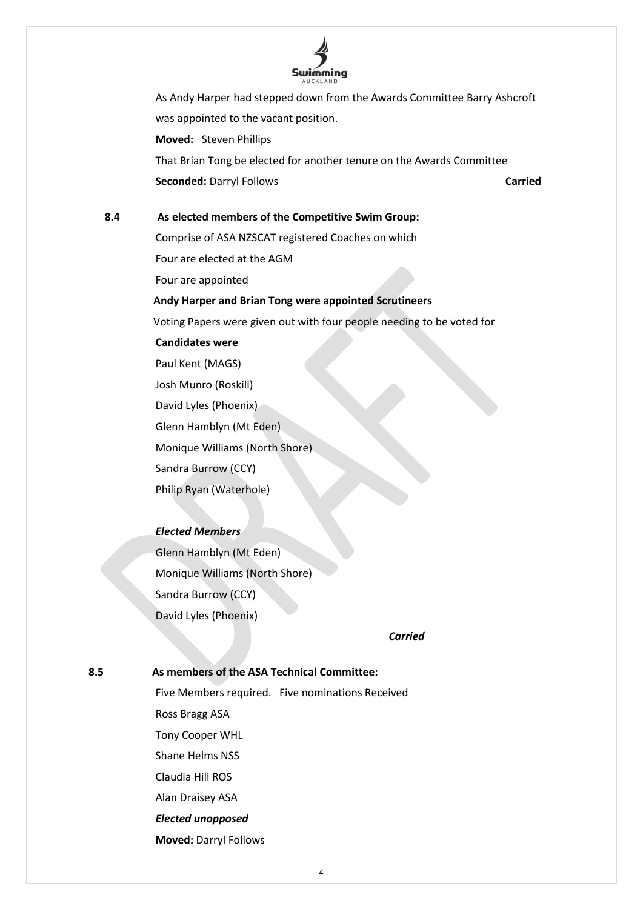As Andy Harper had stepped down from the Awards Committee Barry Ashcroft was appointed to the vacant position.

**Moved:** Steven Phillips

That Brian Tong be elected for another tenure on the Awards Committee

**Seconded:** Darryl Follows **Carried**

**8.4 As elected members of the Competitive Swim Group:**

Comprise of ASA NZSCAT registered Coaches on which

Four are elected at the AGM

Four are appointed

**Andy Harper and Brian Tong were appointed Scrutineers**

Voting Papers were given out with four people needing to be voted for

**Candidates were**

Paul Kent (MAGS)

Josh Munro (Roskill)

David Lyles (Phoenix)

Glenn Hamblyn (Mt Eden)

Monique Williams (North Shore)

Sandra Burrow (CCY)

Philip Ryan (Waterhole)

***Elected Members***

Glenn Hamblyn (Mt Eden)

Monique Williams (North Shore)

Sandra Burrow (CCY)

David Lyles (Phoenix)

***Carried***

**8.5 As members of the ASA Technical Committee:**

Five Members required. Five nominations Received

Ross Bragg ASA

Tony Cooper WHL

Shane Helms NSS

Claudia Hill ROS

Alan Draisey ASA

***Elected unopposed***

**Moved:** Darryl Follows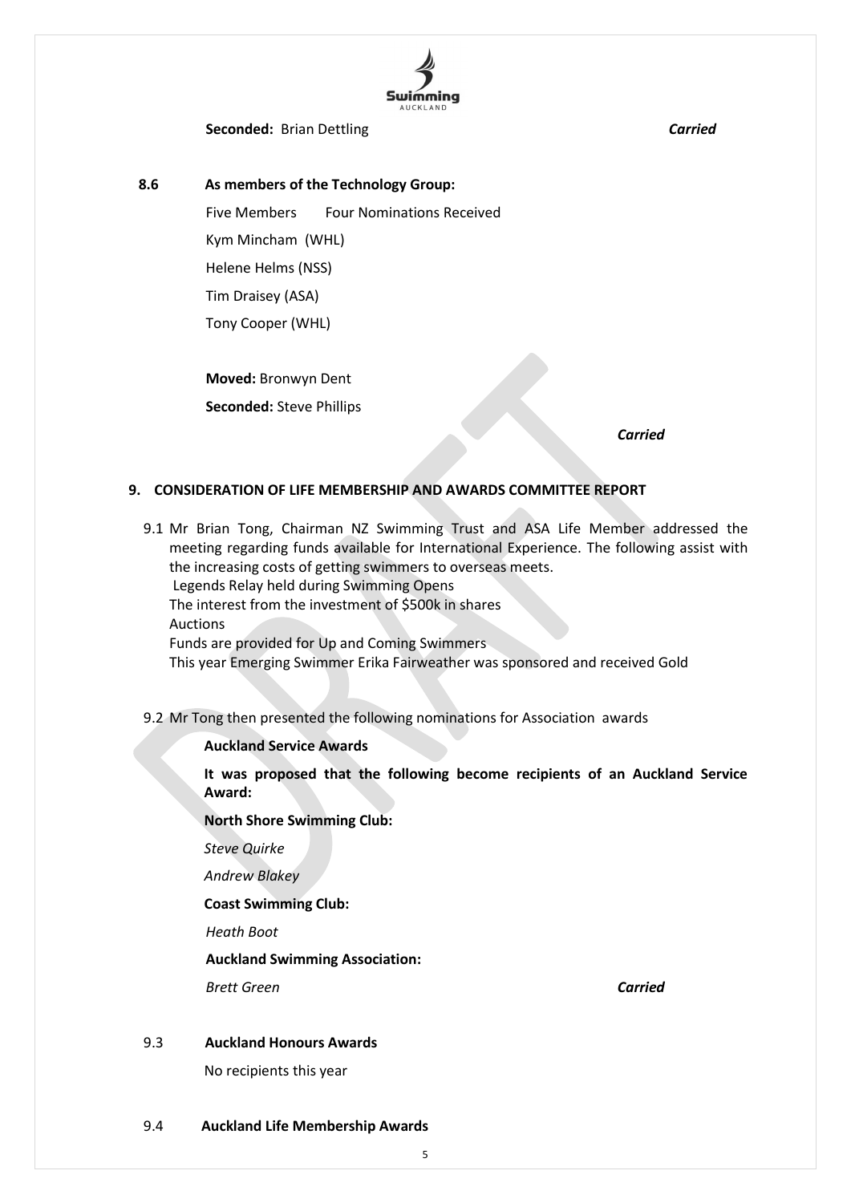**Seconded:** Brian Dettling ***Carried***

**8.6 As members of the Technology Group:**

Five Members Four Nominations Received

Kym Mincham (WHL)

Helene Helms (NSS)

Tim Draisey (ASA)

Tony Cooper (WHL)

**Moved:** Bronwyn Dent

**Seconded:** Steve Phillips

***Carried***

## 9. CONSIDERATION OF LIFE MEMBERSHIP AND AWARDS COMMITTEE REPORT

9.1 Mr Brian Tong, Chairman NZ Swimming Trust and ASA Life Member addressed the meeting regarding funds available for International Experience. The following assist with the increasing costs of getting swimmers to overseas meets.

Legends Relay held during Swimming Opens

The interest from the investment of $500k in shares

Auctions

Funds are provided for Up and Coming Swimmers

This year Emerging Swimmer Erika Fairweather was sponsored and received Gold

9.2 Mr Tong then presented the following nominations for Association awards

**Auckland Service Awards**

**It was proposed that the following become recipients of an Auckland Service Award:**

**North Shore Swimming Club:**

*Steve Quirke*

*Andrew Blakey*

**Coast Swimming Club:**

*Heath Boot*

**Auckland Swimming Association:**

*Brett Green* ***Carried***

9.3 **Auckland Honours Awards**

No recipients this year

9.4 **Auckland Life Membership Awards**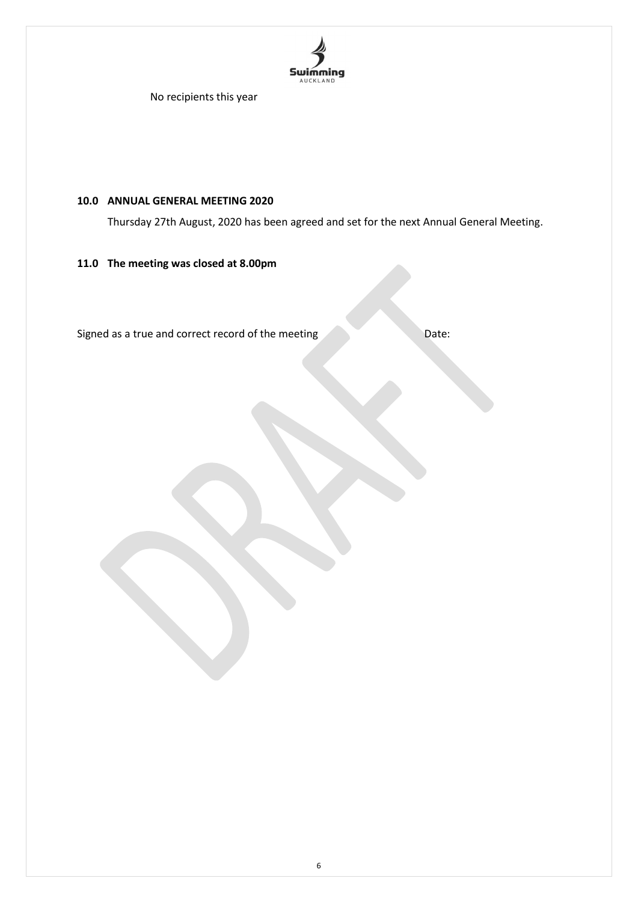No recipients this year

**10.0 ANNUAL GENERAL MEETING 2020**

Thursday 27th August, 2020 has been agreed and set for the next Annual General Meeting.

**11.0 The meeting was closed at 8.00pm**

Signed as a true and correct record of the meeting Date: